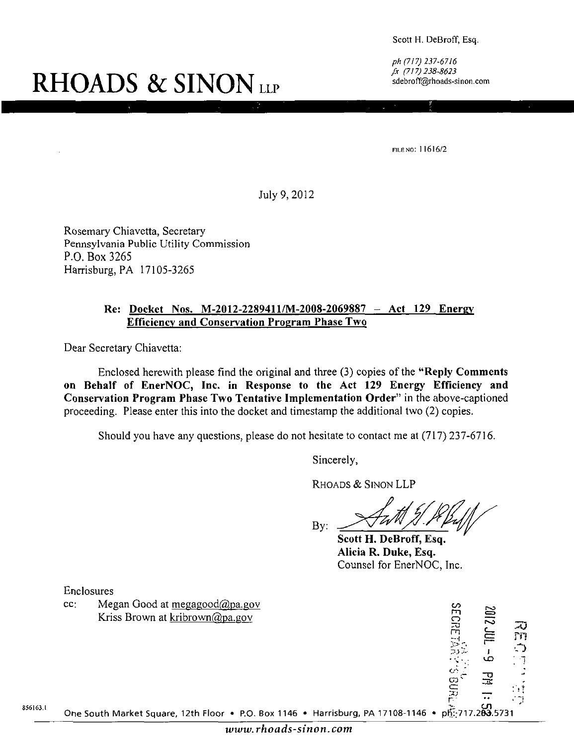Scott H. DeBroff, Esq.

*ph (717) 237-6716*
*fx (717) 238-8623*
sdebroff@rhoads-sinon.com

# RHOADS & SINON LLP

FILE NO: 11616/2

July 9, 2012

Rosemary Chiavetta, Secretary
Pennsylvania Public Utility Commission
P.O. Box 3265
Harrisburg, PA 17105-3265

**Re: Docket Nos. M-2012-2289411/M-2008-2069887 – Act 129 Energy Efficiency and Conservation Program Phase Two**

Dear Secretary Chiavetta:

Enclosed herewith please find the original and three (3) copies of the **"Reply Comments on Behalf of EnerNOC, Inc. in Response to the Act 129 Energy Efficiency and Conservation Program Phase Two Tentative Implementation Order"** in the above-captioned proceeding. Please enter this into the docket and timestamp the additional two (2) copies.

Should you have any questions, please do not hesitate to contact me at (717) 237-6716.

Sincerely,

RHOADS & SINON LLP

By: [signature]
**Scott H. DeBroff, Esq.**
**Alicia R. Duke, Esq.**
Counsel for EnerNOC, Inc.

Enclosures
cc: Megan Good at megagood@pa.gov
Kriss Brown at kribrown@pa.gov

RECEIVED
2012 JUL -9 PM 1:55
PA PUC
SECRETARY'S BUREAU

856163.1

One South Market Square, 12th Floor • P.O. Box 1146 • Harrisburg, PA 17108-1146 • ph: 717.233.5731

*www.rhoads-sinon.com*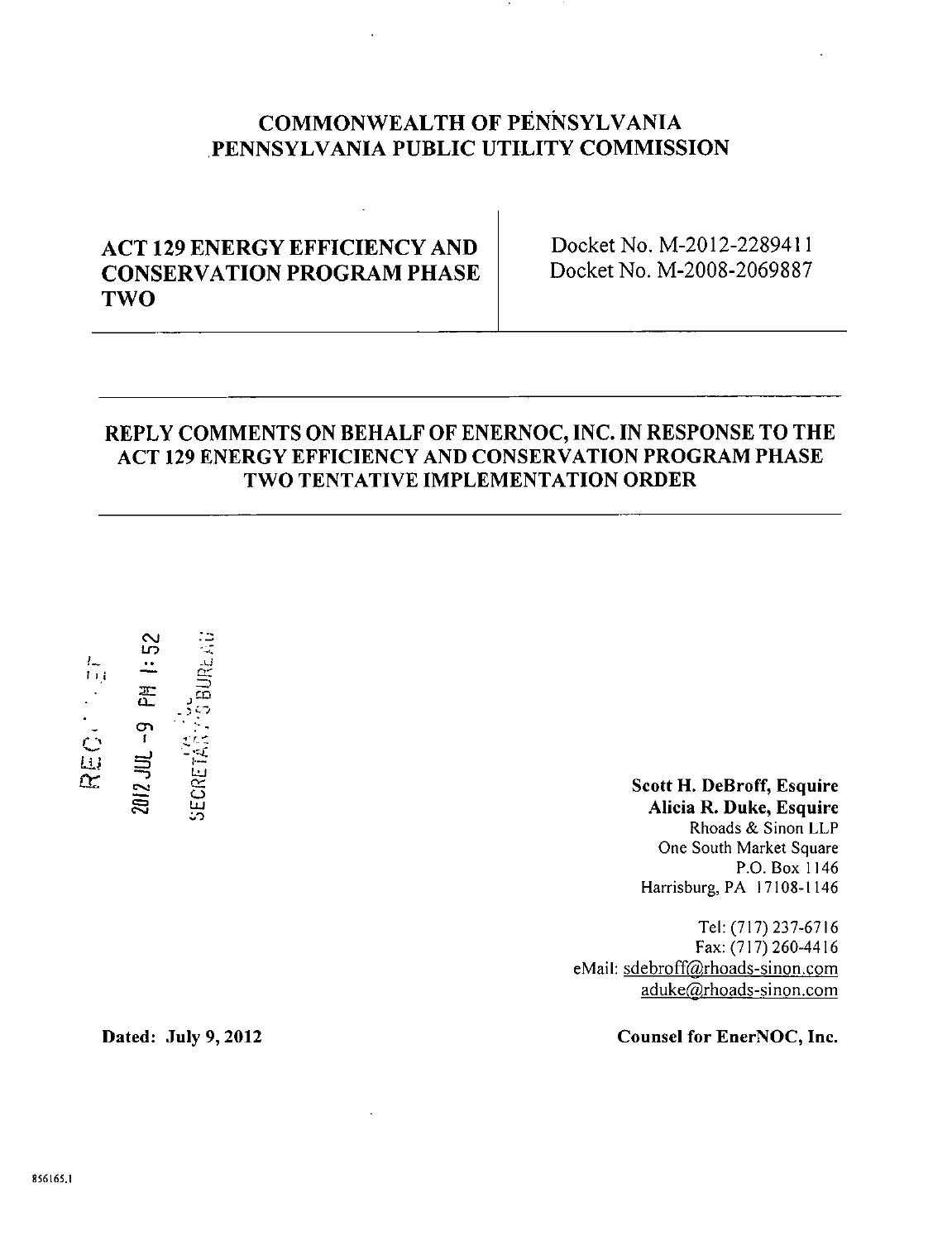# COMMONWEALTH OF PENNSYLVANIA
# PENNSYLVANIA PUBLIC UTILITY COMMISSION

| | |
|---|---|
| **ACT 129 ENERGY EFFICIENCY AND CONSERVATION PROGRAM PHASE TWO** | Docket No. M-2012-2289411<br>Docket No. M-2008-2069887 |

## REPLY COMMENTS ON BEHALF OF ENERNOC, INC. IN RESPONSE TO THE ACT 129 ENERGY EFFICIENCY AND CONSERVATION PROGRAM PHASE TWO TENTATIVE IMPLEMENTATION ORDER

RECEIVED
2012 JUL -9 PM 1:52
PA PUC
SECRETARY'S BUREAU

**Scott H. DeBroff, Esquire**
**Alicia R. Duke, Esquire**
Rhoads & Sinon LLP
One South Market Square
P.O. Box 1146
Harrisburg, PA 17108-1146

Tel: (717) 237-6716
Fax: (717) 260-4416
eMail: sdebroff@rhoads-sinon.com
aduke@rhoads-sinon.com

**Dated: July 9, 2012**

**Counsel for EnerNOC, Inc.**

856165.1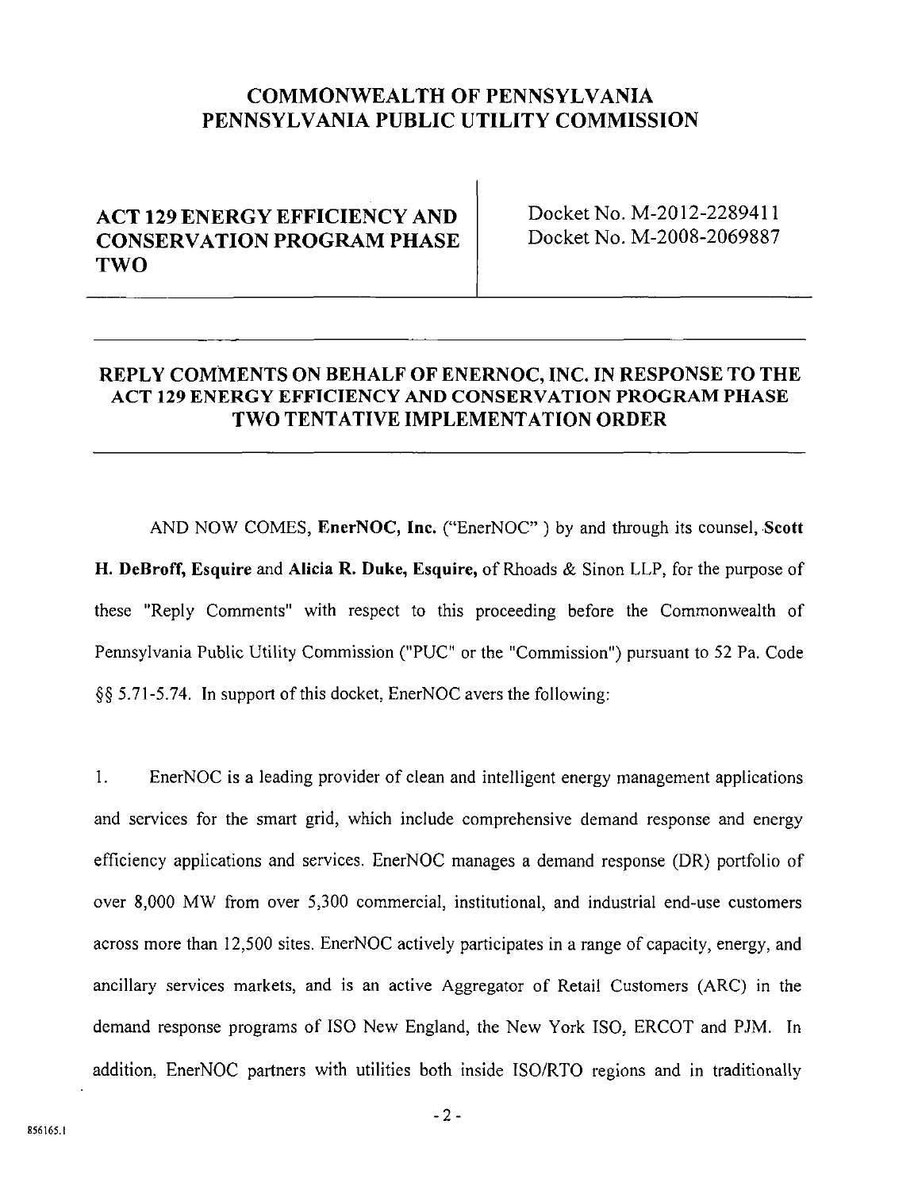# COMMONWEALTH OF PENNSYLVANIA
# PENNSYLVANIA PUBLIC UTILITY COMMISSION

| | |
|---|---|
| **ACT 129 ENERGY EFFICIENCY AND CONSERVATION PROGRAM PHASE TWO** | Docket No. M-2012-2289411<br>Docket No. M-2008-2069887 |

## REPLY COMMENTS ON BEHALF OF ENERNOC, INC. IN RESPONSE TO THE ACT 129 ENERGY EFFICIENCY AND CONSERVATION PROGRAM PHASE TWO TENTATIVE IMPLEMENTATION ORDER

AND NOW COMES, **EnerNOC, Inc.** ("EnerNOC" ) by and through its counsel, **Scott H. DeBroff, Esquire** and **Alicia R. Duke, Esquire,** of Rhoads & Sinon LLP, for the purpose of these "Reply Comments" with respect to this proceeding before the Commonwealth of Pennsylvania Public Utility Commission ("PUC" or the "Commission") pursuant to 52 Pa. Code §§ 5.71-5.74. In support of this docket, EnerNOC avers the following:

1. EnerNOC is a leading provider of clean and intelligent energy management applications and services for the smart grid, which include comprehensive demand response and energy efficiency applications and services. EnerNOC manages a demand response (DR) portfolio of over 8,000 MW from over 5,300 commercial, institutional, and industrial end-use customers across more than 12,500 sites. EnerNOC actively participates in a range of capacity, energy, and ancillary services markets, and is an active Aggregator of Retail Customers (ARC) in the demand response programs of ISO New England, the New York ISO, ERCOT and PJM. In addition, EnerNOC partners with utilities both inside ISO/RTO regions and in traditionally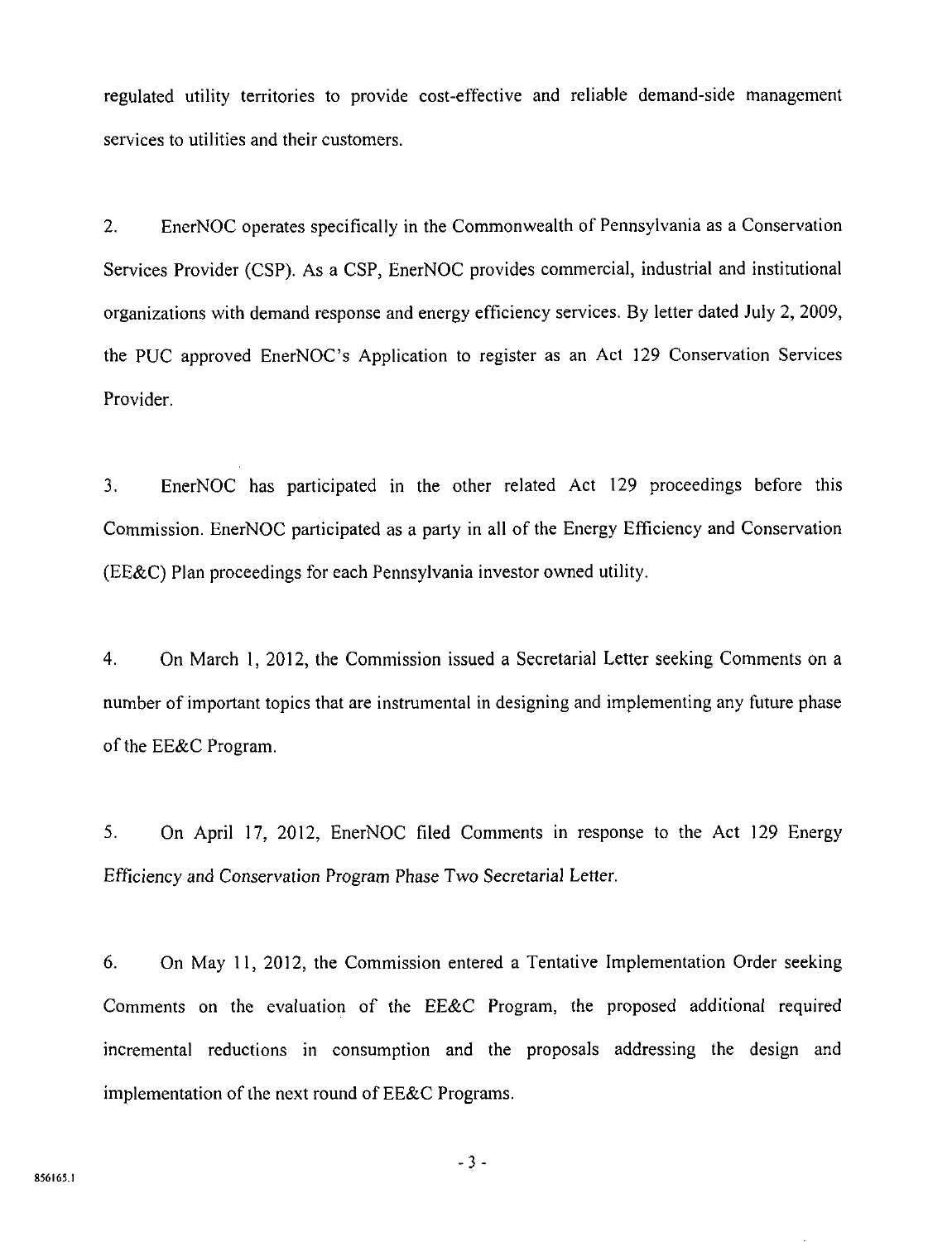regulated utility territories to provide cost-effective and reliable demand-side management services to utilities and their customers.

2. EnerNOC operates specifically in the Commonwealth of Pennsylvania as a Conservation Services Provider (CSP). As a CSP, EnerNOC provides commercial, industrial and institutional organizations with demand response and energy efficiency services. By letter dated July 2, 2009, the PUC approved EnerNOC's Application to register as an Act 129 Conservation Services Provider.

3. EnerNOC has participated in the other related Act 129 proceedings before this Commission. EnerNOC participated as a party in all of the Energy Efficiency and Conservation (EE&C) Plan proceedings for each Pennsylvania investor owned utility.

4. On March 1, 2012, the Commission issued a Secretarial Letter seeking Comments on a number of important topics that are instrumental in designing and implementing any future phase of the EE&C Program.

5. On April 17, 2012, EnerNOC filed Comments in response to the Act 129 Energy Efficiency and Conservation Program Phase Two Secretarial Letter.

6. On May 11, 2012, the Commission entered a Tentative Implementation Order seeking Comments on the evaluation of the EE&C Program, the proposed additional required incremental reductions in consumption and the proposals addressing the design and implementation of the next round of EE&C Programs.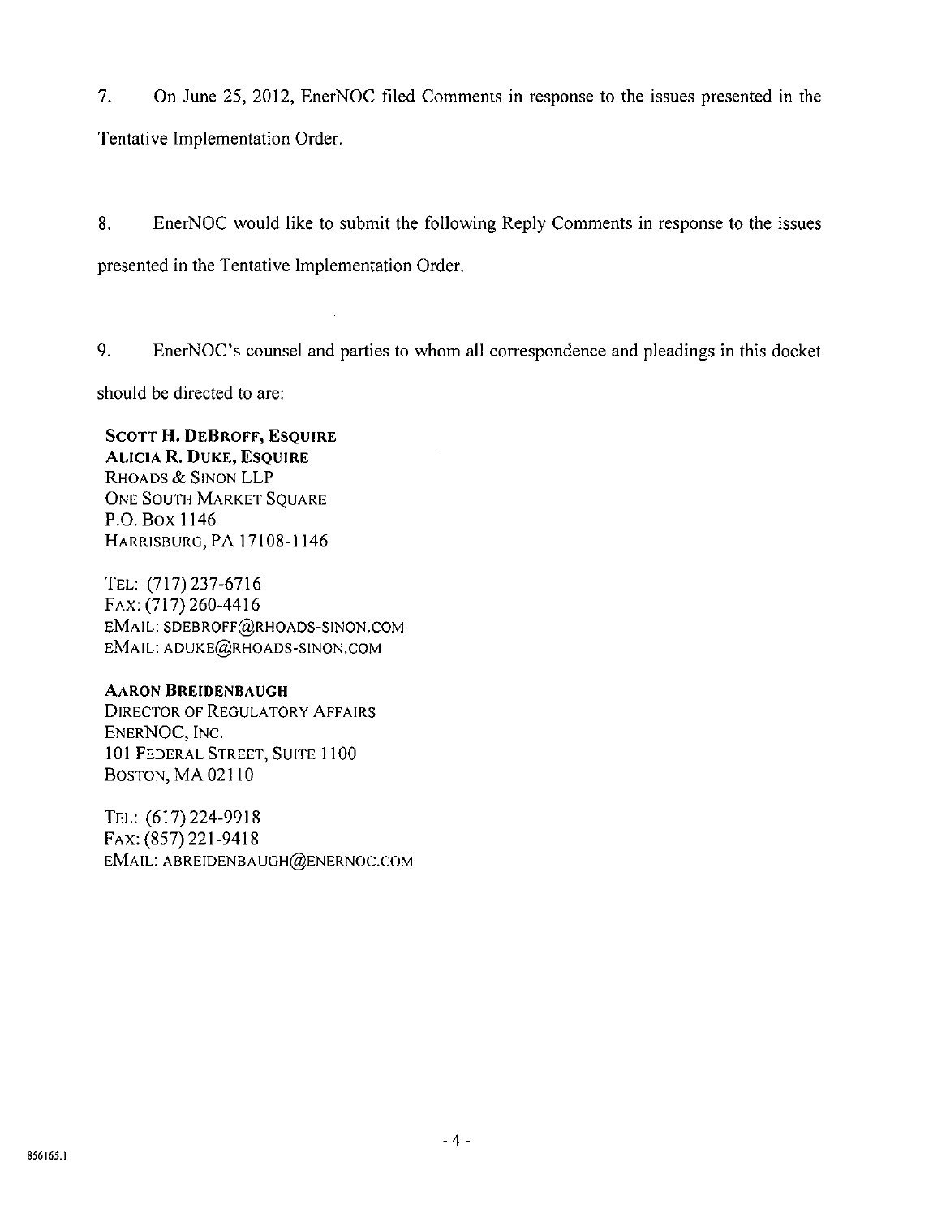7. On June 25, 2012, EnerNOC filed Comments in response to the issues presented in the Tentative Implementation Order.

8. EnerNOC would like to submit the following Reply Comments in response to the issues presented in the Tentative Implementation Order.

9. EnerNOC's counsel and parties to whom all correspondence and pleadings in this docket should be directed to are:

**SCOTT H. DEBROFF, ESQUIRE**
**ALICIA R. DUKE, ESQUIRE**
RHOADS & SINON LLP
ONE SOUTH MARKET SQUARE
P.O. BOX 1146
HARRISBURG, PA 17108-1146

TEL: (717) 237-6716
FAX: (717) 260-4416
EMAIL: SDEBROFF@RHOADS-SINON.COM
EMAIL: ADUKE@RHOADS-SINON.COM

**AARON BREIDENBAUGH**
DIRECTOR OF REGULATORY AFFAIRS
ENERNOC, INC.
101 FEDERAL STREET, SUITE 1100
BOSTON, MA 02110

TEL: (617) 224-9918
FAX: (857) 221-9418
EMAIL: ABREIDENBAUGH@ENERNOC.COM

856165.1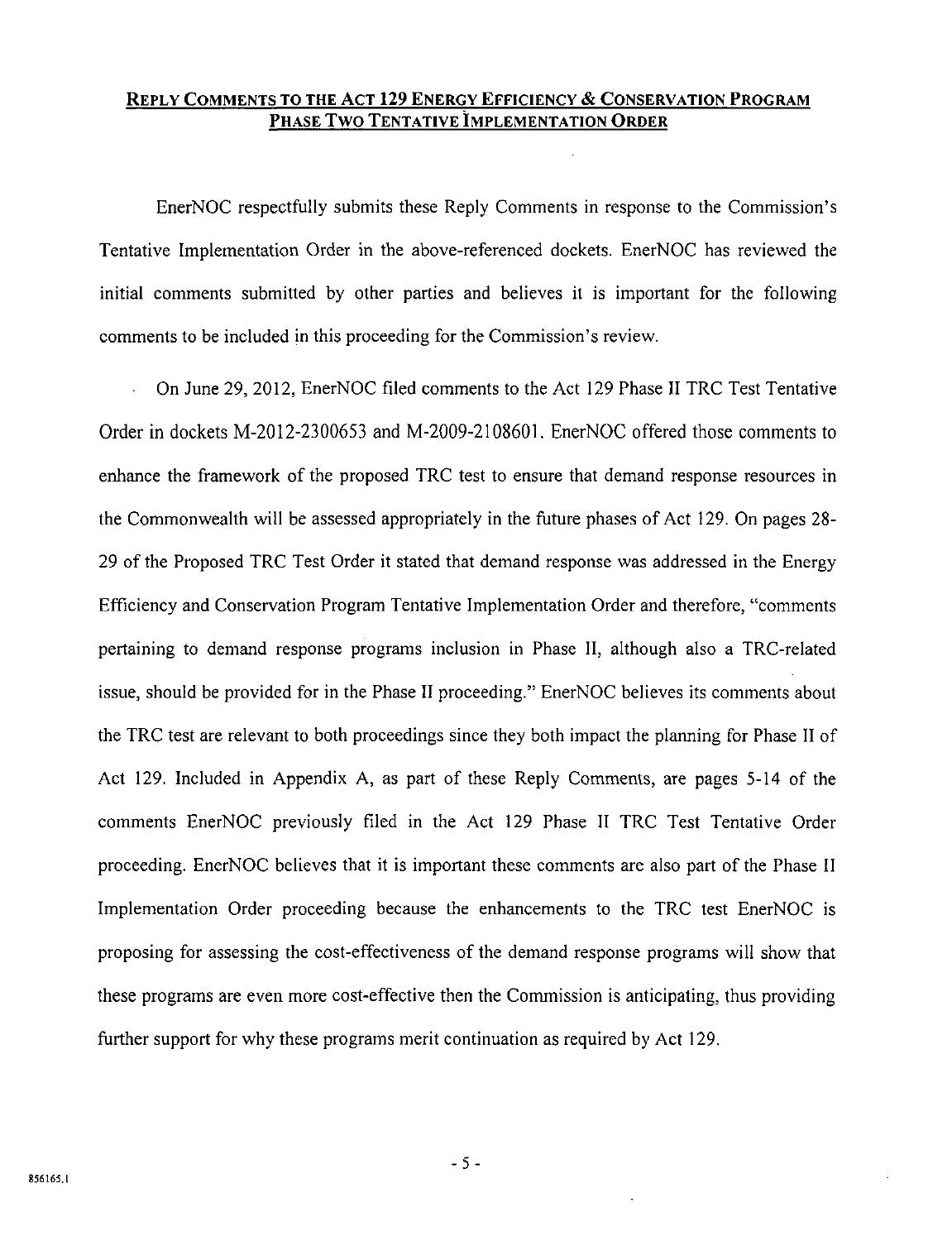## REPLY COMMENTS TO THE ACT 129 ENERGY EFFICIENCY & CONSERVATION PROGRAM PHASE TWO TENTATIVE IMPLEMENTATION ORDER

EnerNOC respectfully submits these Reply Comments in response to the Commission's Tentative Implementation Order in the above-referenced dockets. EnerNOC has reviewed the initial comments submitted by other parties and believes it is important for the following comments to be included in this proceeding for the Commission's review.

On June 29, 2012, EnerNOC filed comments to the Act 129 Phase II TRC Test Tentative Order in dockets M-2012-2300653 and M-2009-2108601. EnerNOC offered those comments to enhance the framework of the proposed TRC test to ensure that demand response resources in the Commonwealth will be assessed appropriately in the future phases of Act 129. On pages 28-29 of the Proposed TRC Test Order it stated that demand response was addressed in the Energy Efficiency and Conservation Program Tentative Implementation Order and therefore, "comments pertaining to demand response programs inclusion in Phase II, although also a TRC-related issue, should be provided for in the Phase II proceeding." EnerNOC believes its comments about the TRC test are relevant to both proceedings since they both impact the planning for Phase II of Act 129. Included in Appendix A, as part of these Reply Comments, are pages 5-14 of the comments EnerNOC previously filed in the Act 129 Phase II TRC Test Tentative Order proceeding. EnerNOC believes that it is important these comments are also part of the Phase II Implementation Order proceeding because the enhancements to the TRC test EnerNOC is proposing for assessing the cost-effectiveness of the demand response programs will show that these programs are even more cost-effective then the Commission is anticipating, thus providing further support for why these programs merit continuation as required by Act 129.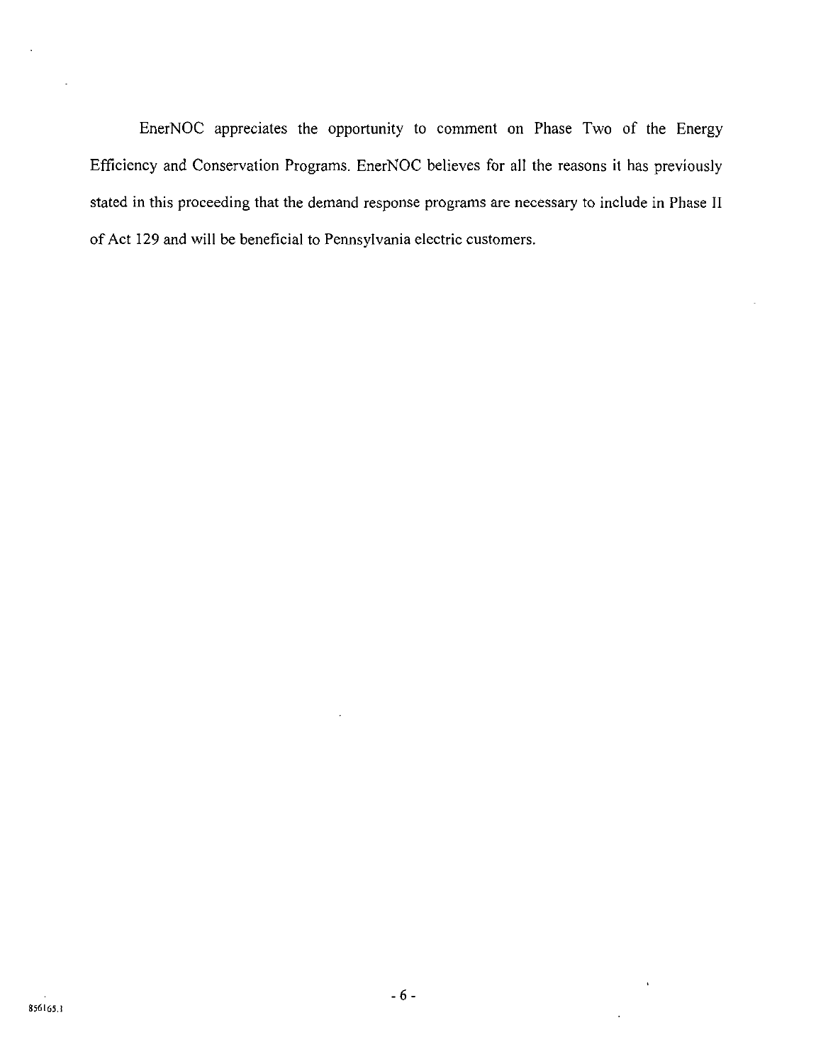EnerNOC appreciates the opportunity to comment on Phase Two of the Energy Efficiency and Conservation Programs. EnerNOC believes for all the reasons it has previously stated in this proceeding that the demand response programs are necessary to include in Phase II of Act 129 and will be beneficial to Pennsylvania electric customers.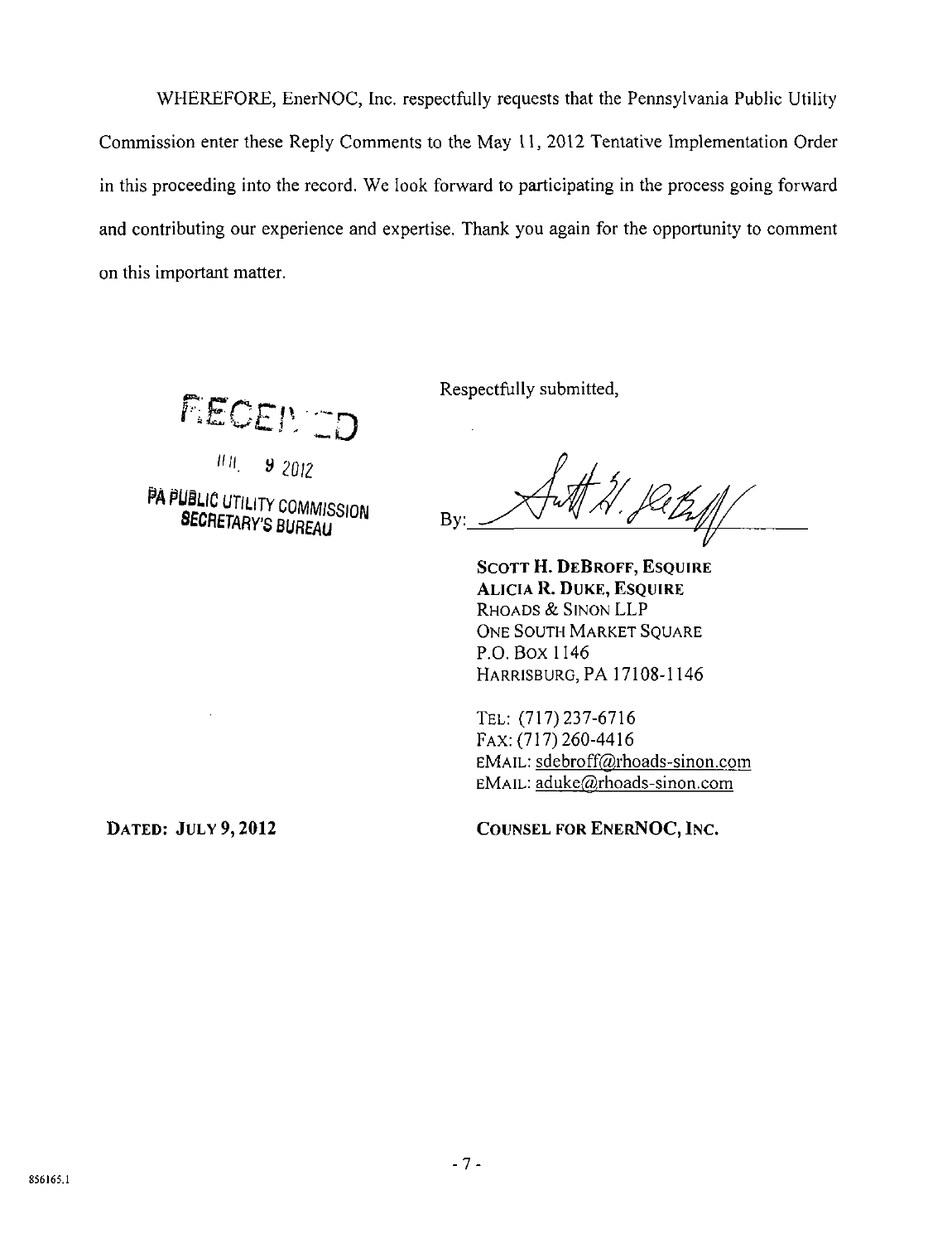WHEREFORE, EnerNOC, Inc. respectfully requests that the Pennsylvania Public Utility Commission enter these Reply Comments to the May 11, 2012 Tentative Implementation Order in this proceeding into the record. We look forward to participating in the process going forward and contributing our experience and expertise. Thank you again for the opportunity to comment on this important matter.

RECEIVED

JUL 9 2012

PA PUBLIC UTILITY COMMISSION
SECRETARY'S BUREAU

Respectfully submitted,

By: ______________________

**SCOTT H. DEBROFF, ESQUIRE**
**ALICIA R. DUKE, ESQUIRE**
RHOADS & SINON LLP
ONE SOUTH MARKET SQUARE
P.O. BOX 1146
HARRISBURG, PA 17108-1146

TEL: (717) 237-6716
FAX: (717) 260-4416
EMAIL: sdebroff@rhoads-sinon.com
EMAIL: aduke@rhoads-sinon.com

**DATED: JULY 9, 2012**

**COUNSEL FOR ENERNOC, INC.**

856165.1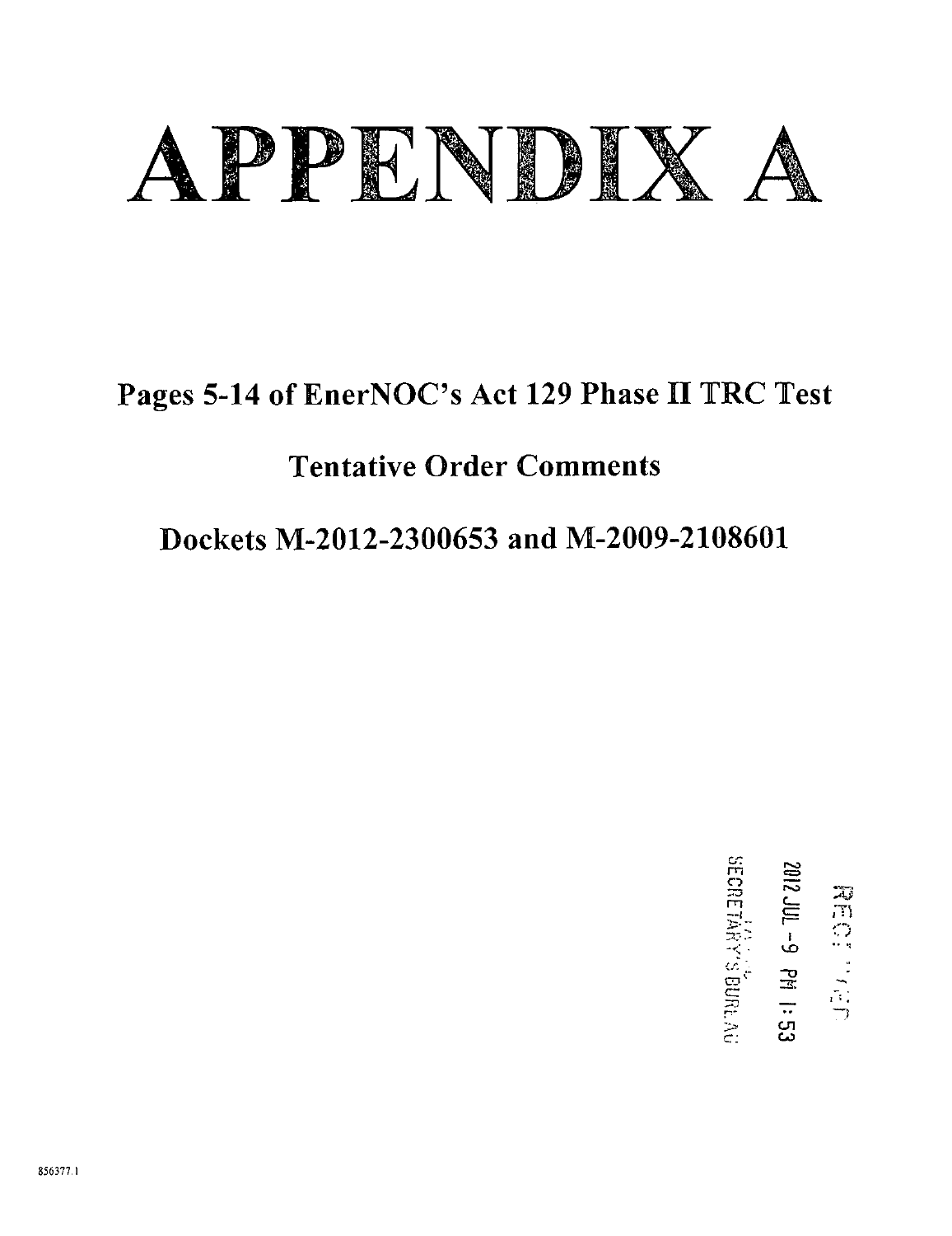# APPENDIX A

## Pages 5-14 of EnerNOC's Act 129 Phase II TRC Test

## Tentative Order Comments

## Dockets M-2012-2300653 and M-2009-2108601

RECEIVED

2012 JUL -9 PM 1:53

PA PUC
SECRETARY'S BUREAU

856377.1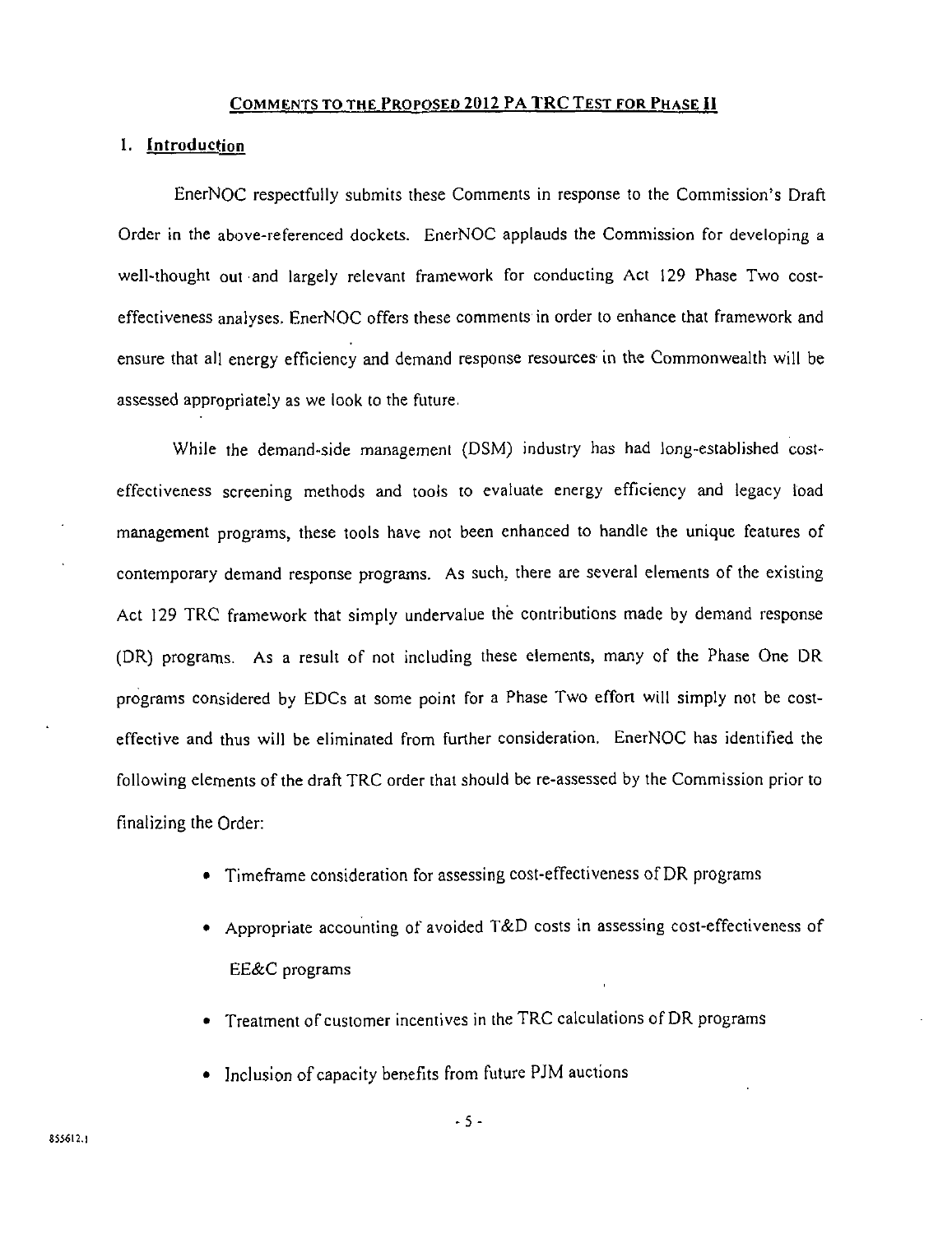## COMMENTS TO THE PROPOSED 2012 PA TRC TEST FOR PHASE II

### 1. Introduction

EnerNOC respectfully submits these Comments in response to the Commission's Draft Order in the above-referenced dockets. EnerNOC applauds the Commission for developing a well-thought out and largely relevant framework for conducting Act 129 Phase Two cost-effectiveness analyses. EnerNOC offers these comments in order to enhance that framework and ensure that all energy efficiency and demand response resources in the Commonwealth will be assessed appropriately as we look to the future.

While the demand-side management (DSM) industry has had long-established cost-effectiveness screening methods and tools to evaluate energy efficiency and legacy load management programs, these tools have not been enhanced to handle the unique features of contemporary demand response programs. As such, there are several elements of the existing Act 129 TRC framework that simply undervalue the contributions made by demand response (DR) programs. As a result of not including these elements, many of the Phase One DR programs considered by EDCs at some point for a Phase Two effort will simply not be cost-effective and thus will be eliminated from further consideration. EnerNOC has identified the following elements of the draft TRC order that should be re-assessed by the Commission prior to finalizing the Order:

- Timeframe consideration for assessing cost-effectiveness of DR programs
- Appropriate accounting of avoided T&D costs in assessing cost-effectiveness of EE&C programs
- Treatment of customer incentives in the TRC calculations of DR programs
- Inclusion of capacity benefits from future PJM auctions

855612.1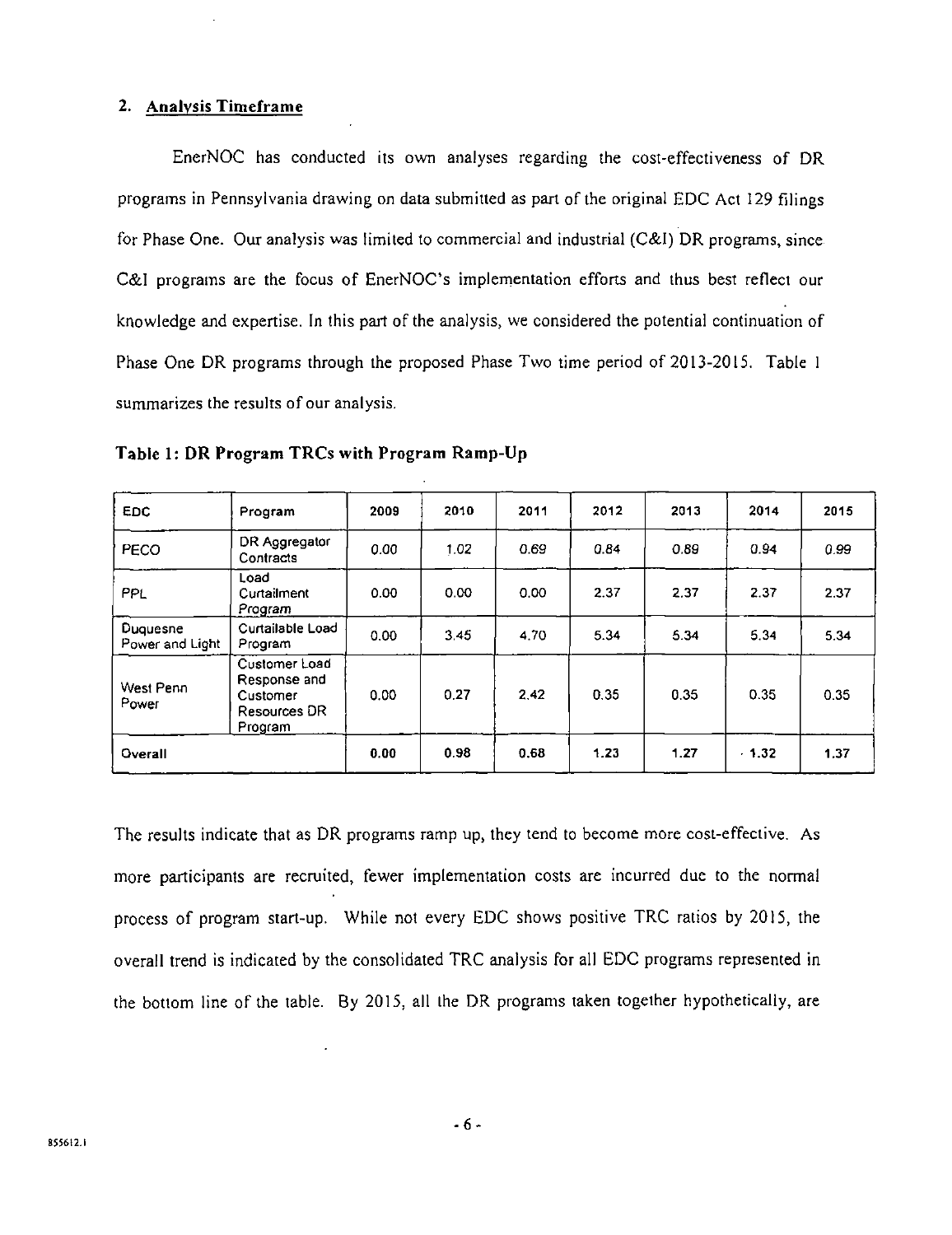## 2. Analysis Timeframe

EnerNOC has conducted its own analyses regarding the cost-effectiveness of DR programs in Pennsylvania drawing on data submitted as part of the original EDC Act 129 filings for Phase One. Our analysis was limited to commercial and industrial (C&I) DR programs, since C&I programs are the focus of EnerNOC's implementation efforts and thus best reflect our knowledge and expertise. In this part of the analysis, we considered the potential continuation of Phase One DR programs through the proposed Phase Two time period of 2013-2015. Table 1 summarizes the results of our analysis.

**Table 1: DR Program TRCs with Program Ramp-Up**

| EDC | Program | 2009 | 2010 | 2011 | 2012 | 2013 | 2014 | 2015 |
|---|---|---|---|---|---|---|---|---|
| PECO | DR Aggregator Contracts | 0.00 | 1.02 | 0.69 | 0.84 | 0.89 | 0.94 | 0.99 |
| PPL | Load Curtailment Program | 0.00 | 0.00 | 0.00 | 2.37 | 2.37 | 2.37 | 2.37 |
| Duquesne Power and Light | Curtailable Load Program | 0.00 | 3.45 | 4.70 | 5.34 | 5.34 | 5.34 | 5.34 |
| West Penn Power | Customer Load Response and Customer Resources DR Program | 0.00 | 0.27 | 2.42 | 0.35 | 0.35 | 0.35 | 0.35 |
| **Overall** | | **0.00** | **0.98** | **0.68** | **1.23** | **1.27** | **1.32** | **1.37** |

The results indicate that as DR programs ramp up, they tend to become more cost-effective. As more participants are recruited, fewer implementation costs are incurred due to the normal process of program start-up. While not every EDC shows positive TRC ratios by 2015, the overall trend is indicated by the consolidated TRC analysis for all EDC programs represented in the bottom line of the table. By 2015, all the DR programs taken together hypothetically, are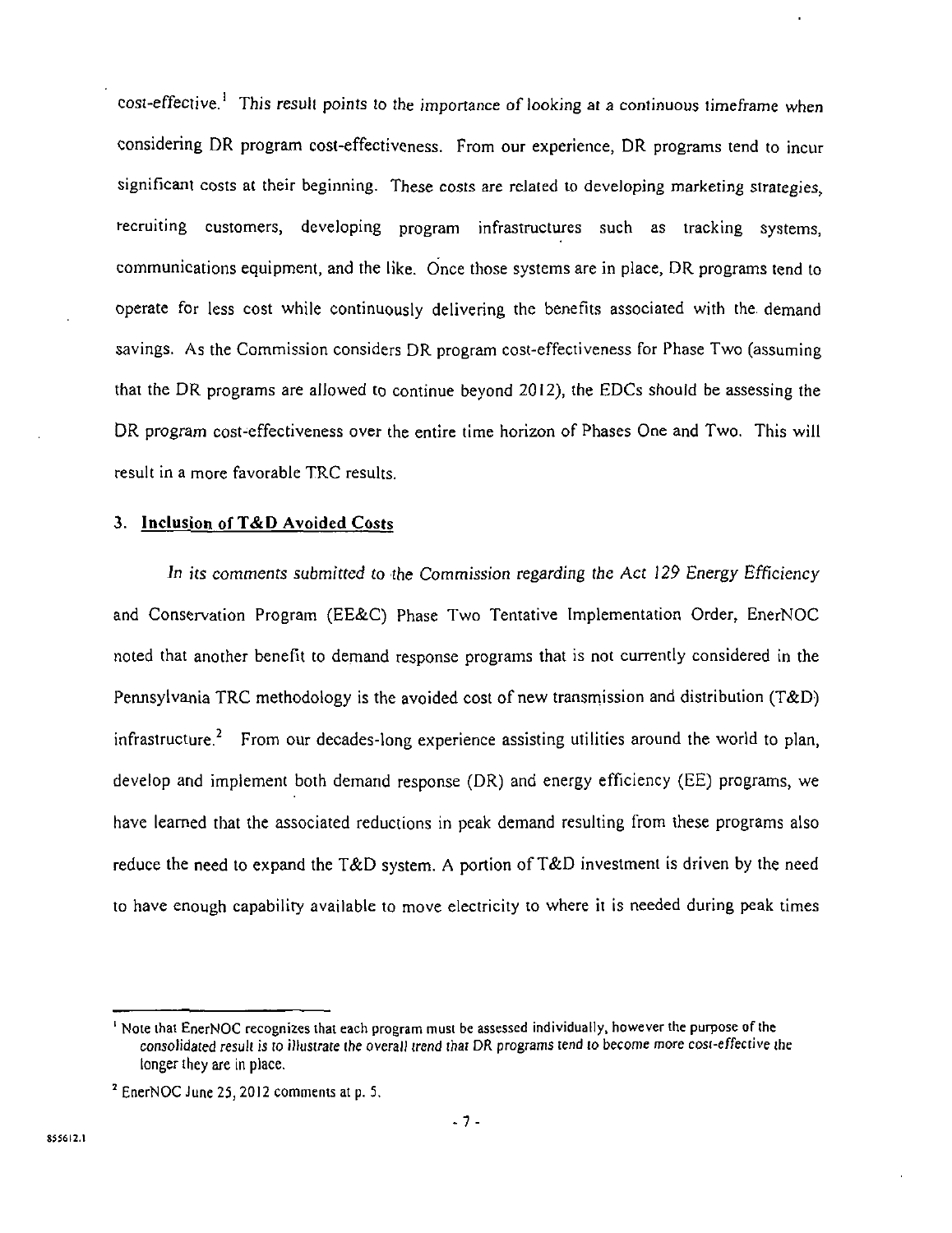cost-effective.[1] This result points to the importance of looking at a continuous timeframe when considering DR program cost-effectiveness. From our experience, DR programs tend to incur significant costs at their beginning. These costs are related to developing marketing strategies, recruiting customers, developing program infrastructures such as tracking systems, communications equipment, and the like. Once those systems are in place, DR programs tend to operate for less cost while continuously delivering the benefits associated with the demand savings. As the Commission considers DR program cost-effectiveness for Phase Two (assuming that the DR programs are allowed to continue beyond 2012), the EDCs should be assessing the DR program cost-effectiveness over the entire time horizon of Phases One and Two. This will result in a more favorable TRC results.

### 3. Inclusion of T&D Avoided Costs

*In its comments submitted to the Commission regarding the Act 129 Energy Efficiency* and Conservation Program (EE&C) Phase Two Tentative Implementation Order, EnerNOC noted that another benefit to demand response programs that is not currently considered in the Pennsylvania TRC methodology is the avoided cost of new transmission and distribution (T&D) infrastructure.[2] From our decades-long experience assisting utilities around the world to plan, develop and implement both demand response (DR) and energy efficiency (EE) programs, we have learned that the associated reductions in peak demand resulting from these programs also reduce the need to expand the T&D system. A portion of T&D investment is driven by the need to have enough capability available to move electricity to where it is needed during peak times

---

[1] Note that EnerNOC recognizes that each program must be assessed individually, however the purpose of the consolidated result is to illustrate the overall trend that DR programs tend to become more cost-effective the longer they are in place.

[2] EnerNOC June 25, 2012 comments at p. 5.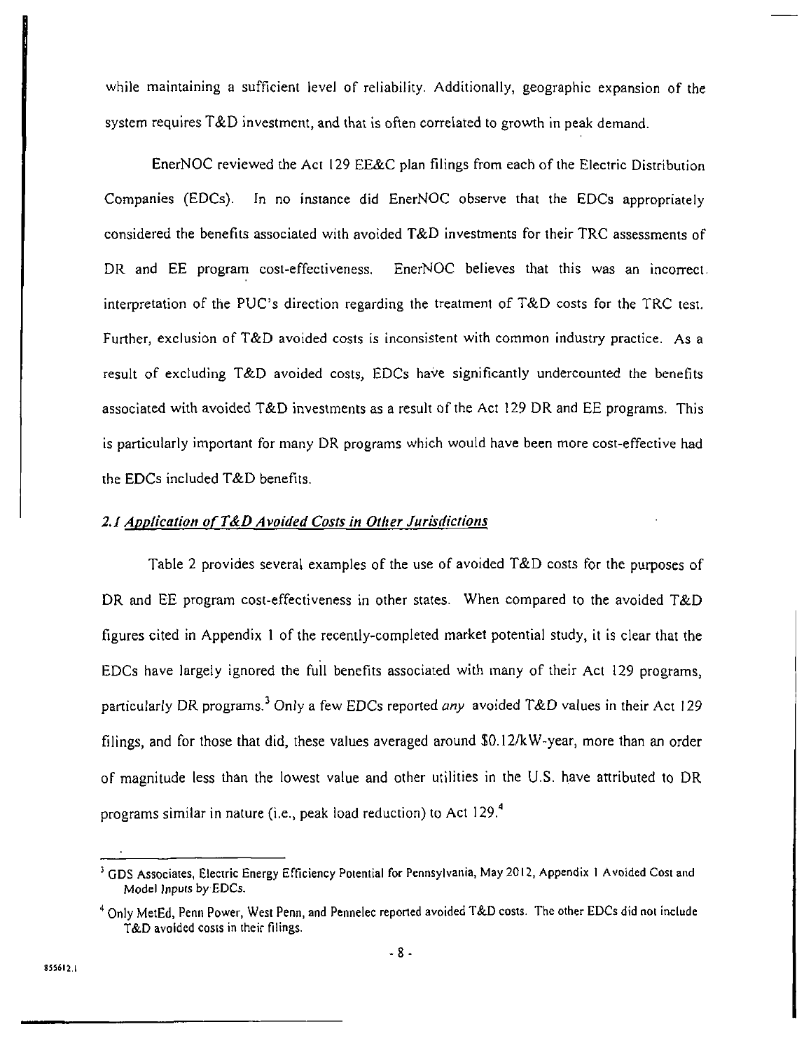while maintaining a sufficient level of reliability. Additionally, geographic expansion of the system requires T&D investment, and that is often correlated to growth in peak demand.

EnerNOC reviewed the Act 129 EE&C plan filings from each of the Electric Distribution Companies (EDCs). In no instance did EnerNOC observe that the EDCs appropriately considered the benefits associated with avoided T&D investments for their TRC assessments of DR and EE program cost-effectiveness. EnerNOC believes that this was an incorrect interpretation of the PUC's direction regarding the treatment of T&D costs for the TRC test. Further, exclusion of T&D avoided costs is inconsistent with common industry practice. As a result of excluding T&D avoided costs, EDCs have significantly undercounted the benefits associated with avoided T&D investments as a result of the Act 129 DR and EE programs. This is particularly important for many DR programs which would have been more cost-effective had the EDCs included T&D benefits.

## *2.1 Application of T&D Avoided Costs in Other Jurisdictions*

Table 2 provides several examples of the use of avoided T&D costs for the purposes of DR and EE program cost-effectiveness in other states. When compared to the avoided T&D figures cited in Appendix 1 of the recently-completed market potential study, it is clear that the EDCs have largely ignored the full benefits associated with many of their Act 129 programs, particularly DR programs.[3] Only a few EDCs reported *any* avoided T&D values in their Act 129 filings, and for those that did, these values averaged around $0.12/kW-year, more than an order of magnitude less than the lowest value and other utilities in the U.S. have attributed to DR programs similar in nature (i.e., peak load reduction) to Act 129.[4]

---

[3] GDS Associates, Electric Energy Efficiency Potential for Pennsylvania, May 2012, Appendix 1 Avoided Cost and Model Inputs by EDCs.

[4] Only MetEd, Penn Power, West Penn, and Pennelec reported avoided T&D costs. The other EDCs did not include T&D avoided costs in their filings.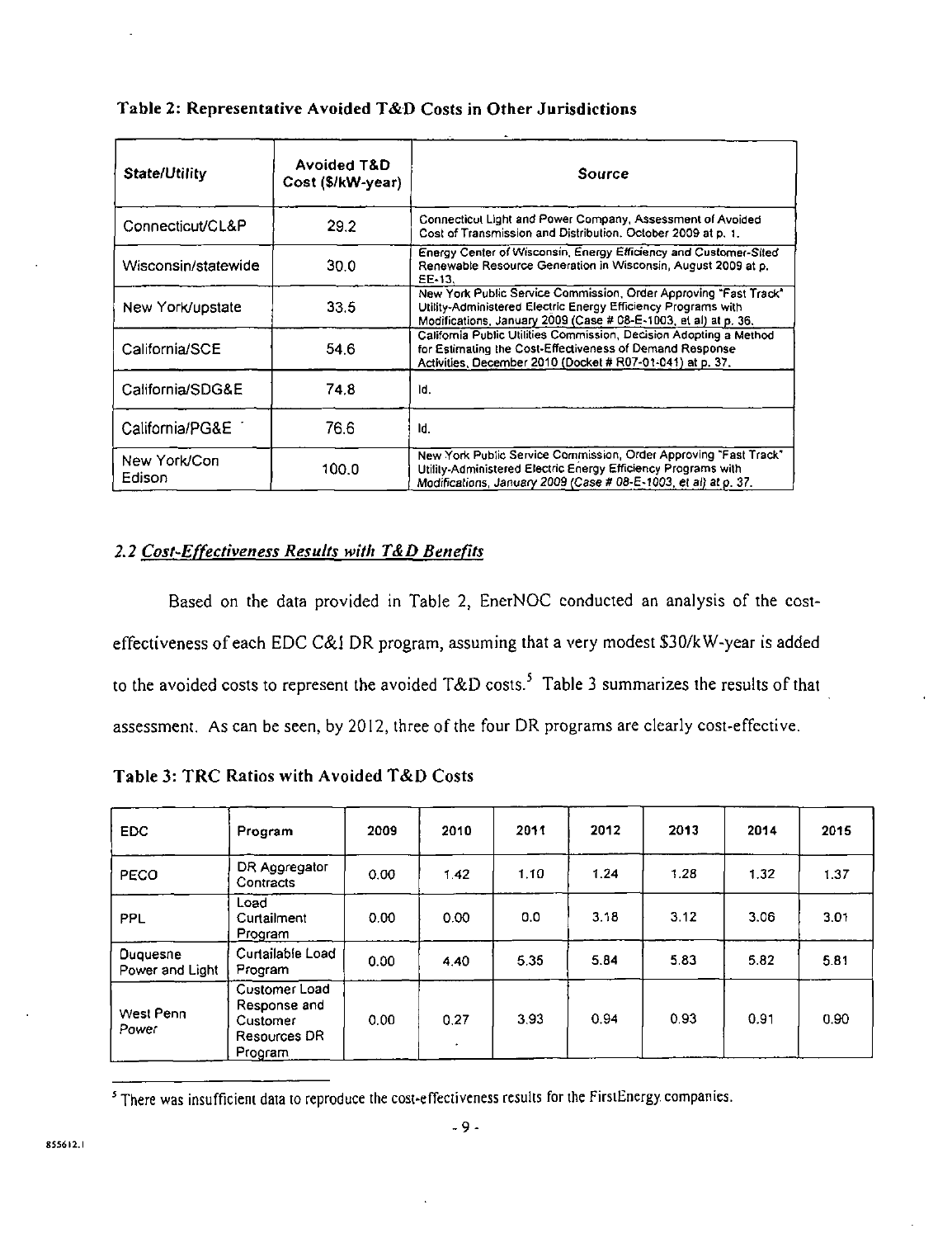**Table 2: Representative Avoided T&D Costs in Other Jurisdictions**

| State/Utility | Avoided T&D Cost ($/kW-year) | Source |
|---|---|---|
| Connecticut/CL&P | 29.2 | Connecticut Light and Power Company, Assessment of Avoided Cost of Transmission and Distribution. October 2009 at p. 1. |
| Wisconsin/statewide | 30.0 | Energy Center of Wisconsin, Energy Efficiency and Customer-Sited Renewable Resource Generation in Wisconsin, August 2009 at p. EE-13. |
| New York/upstate | 33.5 | New York Public Service Commission, Order Approving "Fast Track" Utility-Administered Electric Energy Efficiency Programs with Modifications, January 2009 (Case # 08-E-1003, et al) at p. 36. |
| California/SCE | 54.6 | California Public Utilities Commission, Decision Adopting a Method for Estimating the Cost-Effectiveness of Demand Response Activities, December 2010 (Docket # R07-01-041) at p. 37. |
| California/SDG&E | 74.8 | Id. |
| California/PG&E | 76.6 | Id. |
| New York/Con Edison | 100.0 | New York Public Service Commission, Order Approving "Fast Track" Utility-Administered Electric Energy Efficiency Programs with Modifications, January 2009 (Case # 08-E-1003, et al) at p. 37. |

## *2.2 Cost-Effectiveness Results with T&D Benefits*

Based on the data provided in Table 2, EnerNOC conducted an analysis of the cost-effectiveness of each EDC C&I DR program, assuming that a very modest $30/kW-year is added to the avoided costs to represent the avoided T&D costs.[5] Table 3 summarizes the results of that assessment. As can be seen, by 2012, three of the four DR programs are clearly cost-effective.

**Table 3: TRC Ratios with Avoided T&D Costs**

| EDC | Program | 2009 | 2010 | 2011 | 2012 | 2013 | 2014 | 2015 |
|---|---|---|---|---|---|---|---|---|
| PECO | DR Aggregator Contracts | 0.00 | 1.42 | 1.10 | 1.24 | 1.28 | 1.32 | 1.37 |
| PPL | Load Curtailment Program | 0.00 | 0.00 | 0.0 | 3.18 | 3.12 | 3.06 | 3.01 |
| Duquesne Power and Light | Curtailable Load Program | 0.00 | 4.40 | 5.35 | 5.84 | 5.83 | 5.82 | 5.81 |
| West Penn Power | Customer Load Response and Customer Resources DR Program | 0.00 | 0.27 | 3.93 | 0.94 | 0.93 | 0.91 | 0.90 |

[5] There was insufficient data to reproduce the cost-effectiveness results for the FirstEnergy companies.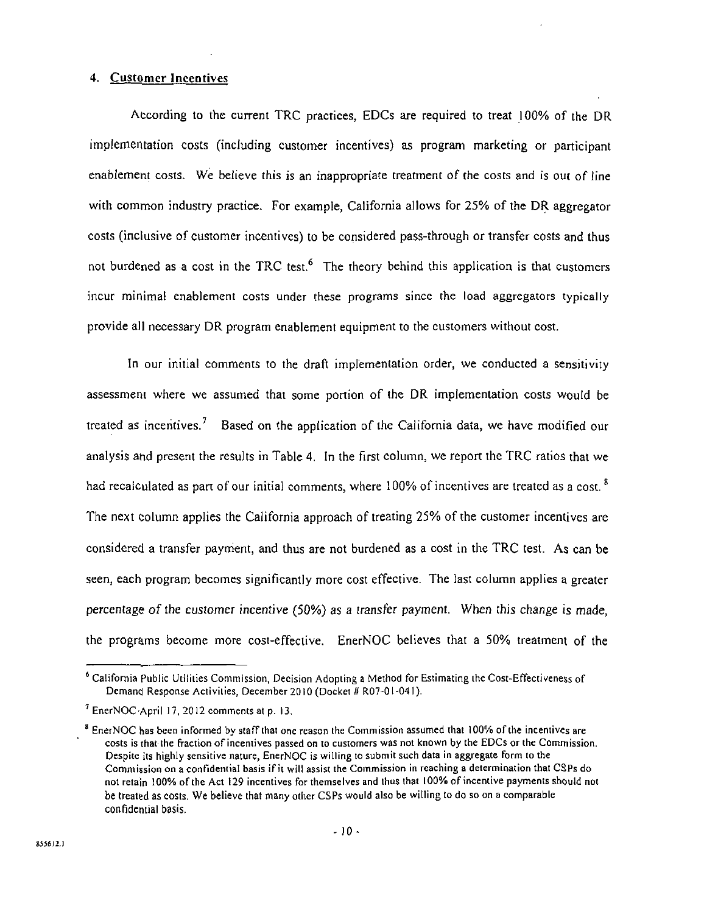## 4. Customer Incentives

According to the current TRC practices, EDCs are required to treat 100% of the DR implementation costs (including customer incentives) as program marketing or participant enablement costs. We believe this is an inappropriate treatment of the costs and is out of line with common industry practice. For example, California allows for 25% of the DR aggregator costs (inclusive of customer incentives) to be considered pass-through or transfer costs and thus not burdened as a cost in the TRC test.[6] The theory behind this application is that customers incur minimal enablement costs under these programs since the load aggregators typically provide all necessary DR program enablement equipment to the customers without cost.

In our initial comments to the draft implementation order, we conducted a sensitivity assessment where we assumed that some portion of the DR implementation costs would be treated as incentives.[7] Based on the application of the California data, we have modified our analysis and present the results in Table 4. In the first column, we report the TRC ratios that we had recalculated as part of our initial comments, where 100% of incentives are treated as a cost.[8] The next column applies the California approach of treating 25% of the customer incentives are considered a transfer payment, and thus are not burdened as a cost in the TRC test. As can be seen, each program becomes significantly more cost effective. The last column applies a greater percentage of the customer incentive (50%) as a transfer payment. When this change is made, the programs become more cost-effective. EnerNOC believes that a 50% treatment of the

---

[6] California Public Utilities Commission, Decision Adopting a Method for Estimating the Cost-Effectiveness of Demand Response Activities, December 2010 (Docket # R07-01-041).

[7] EnerNOC April 17, 2012 comments at p. 13.

[8] EnerNOC has been informed by staff that one reason the Commission assumed that 100% of the incentives are costs is that the fraction of incentives passed on to customers was not known by the EDCs or the Commission. Despite its highly sensitive nature, EnerNOC is willing to submit such data in aggregate form to the Commission on a confidential basis if it will assist the Commission in reaching a determination that CSPs do not retain 100% of the Act 129 incentives for themselves and thus that 100% of incentive payments should not be treated as costs. We believe that many other CSPs would also be willing to do so on a comparable confidential basis.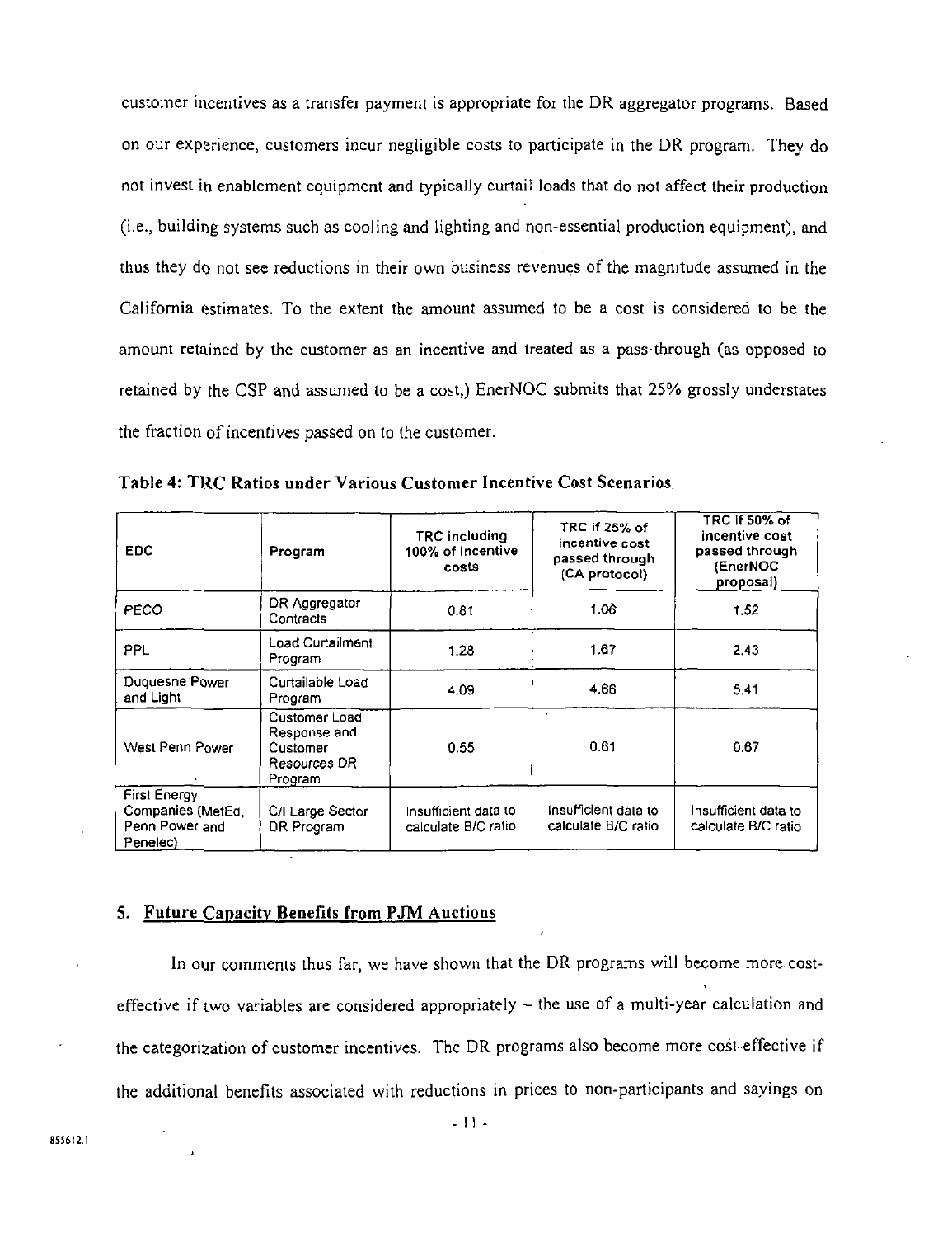customer incentives as a transfer payment is appropriate for the DR aggregator programs. Based on our experience, customers incur negligible costs to participate in the DR program. They do not invest in enablement equipment and typically curtail loads that do not affect their production (i.e., building systems such as cooling and lighting and non-essential production equipment), and thus they do not see reductions in their own business revenues of the magnitude assumed in the California estimates. To the extent the amount assumed to be a cost is considered to be the amount retained by the customer as an incentive and treated as a pass-through (as opposed to retained by the CSP and assumed to be a cost,) EnerNOC submits that 25% grossly understates the fraction of incentives passed on to the customer.

**Table 4: TRC Ratios under Various Customer Incentive Cost Scenarios**

| EDC | Program | TRC including 100% of incentive costs | TRC if 25% of incentive cost passed through (CA protocol) | TRC If 50% of incentive cost passed through (EnerNOC proposal) |
|---|---|---|---|---|
| PECO | DR Aggregator Contracts | 0.81 | 1.06 | 1.52 |
| PPL | Load Curtailment Program | 1.28 | 1.67 | 2.43 |
| Duquesne Power and Light | Curtailable Load Program | 4.09 | 4.66 | 5.41 |
| West Penn Power | Customer Load Response and Customer Resources DR Program | 0.55 | 0.61 | 0.67 |
| First Energy Companies (MetEd, Penn Power and Penelec) | C/I Large Sector DR Program | Insufficient data to calculate B/C ratio | Insufficient data to calculate B/C ratio | Insufficient data to calculate B/C ratio |

## 5. Future Capacity Benefits from PJM Auctions

In our comments thus far, we have shown that the DR programs will become more cost-effective if two variables are considered appropriately – the use of a multi-year calculation and the categorization of customer incentives. The DR programs also become more cost-effective if the additional benefits associated with reductions in prices to non-participants and savings on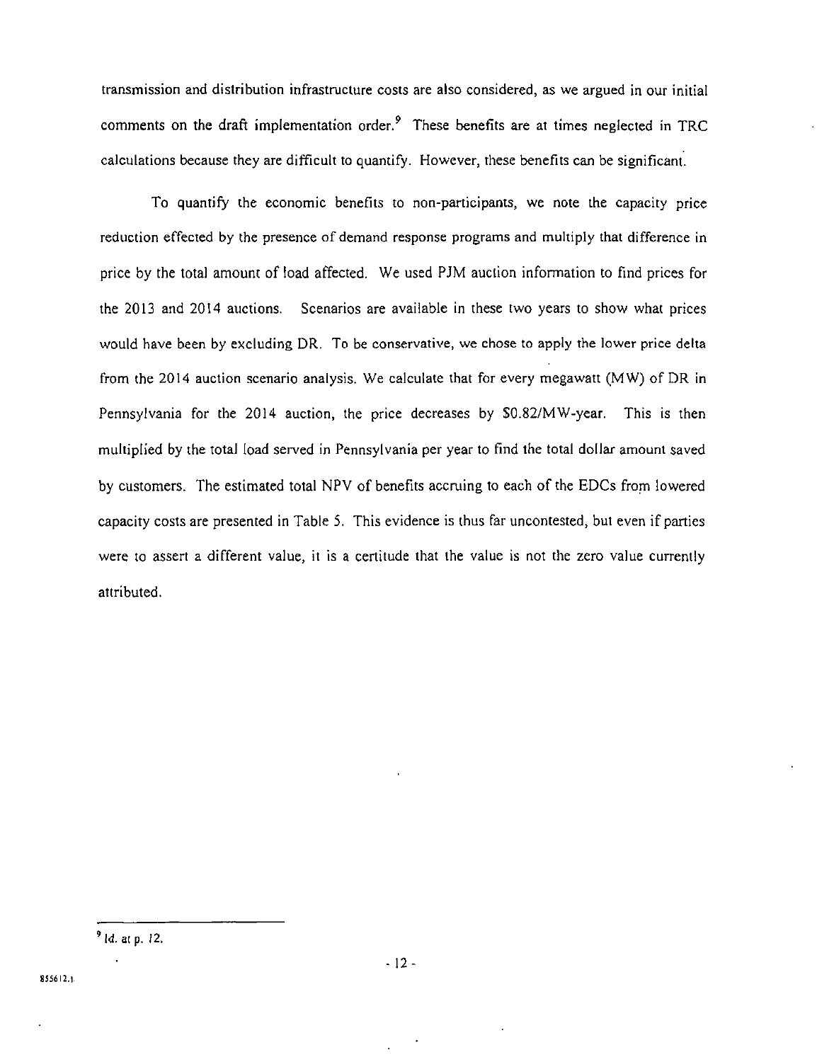transmission and distribution infrastructure costs are also considered, as we argued in our initial comments on the draft implementation order.[9] These benefits are at times neglected in TRC calculations because they are difficult to quantify. However, these benefits can be significant.

To quantify the economic benefits to non-participants, we note the capacity price reduction effected by the presence of demand response programs and multiply that difference in price by the total amount of load affected. We used PJM auction information to find prices for the 2013 and 2014 auctions. Scenarios are available in these two years to show what prices would have been by excluding DR. To be conservative, we chose to apply the lower price delta from the 2014 auction scenario analysis. We calculate that for every megawatt (MW) of DR in Pennsylvania for the 2014 auction, the price decreases by $0.82/MW-year. This is then multiplied by the total load served in Pennsylvania per year to find the total dollar amount saved by customers. The estimated total NPV of benefits accruing to each of the EDCs from lowered capacity costs are presented in Table 5. This evidence is thus far uncontested, but even if parties were to assert a different value, it is a certitude that the value is not the zero value currently attributed.

---

[9] Id. at p. 12.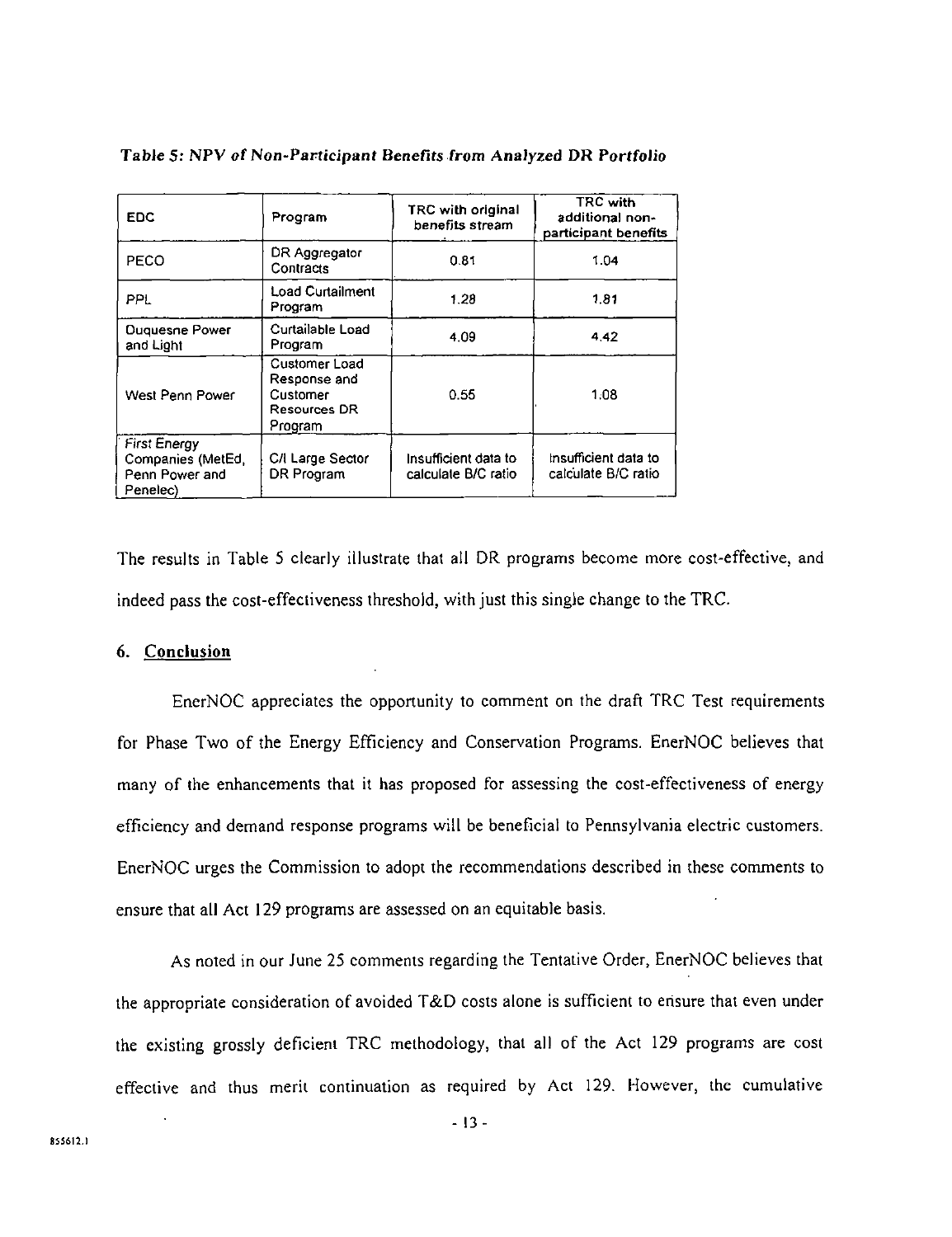*Table 5: NPV of Non-Participant Benefits from Analyzed DR Portfolio*

| EDC | Program | TRC with original benefits stream | TRC with additional non-participant benefits |
|---|---|---|---|
| PECO | DR Aggregator Contracts | 0.81 | 1.04 |
| PPL | Load Curtailment Program | 1.28 | 1.81 |
| Duquesne Power and Light | Curtailable Load Program | 4.09 | 4.42 |
| West Penn Power | Customer Load Response and Customer Resources DR Program | 0.55 | 1.08 |
| First Energy Companies (MetEd, Penn Power and Penelec) | C/I Large Sector DR Program | Insufficient data to calculate B/C ratio | Insufficient data to calculate B/C ratio |

The results in Table 5 clearly illustrate that all DR programs become more cost-effective, and indeed pass the cost-effectiveness threshold, with just this single change to the TRC.

## 6. Conclusion

EnerNOC appreciates the opportunity to comment on the draft TRC Test requirements for Phase Two of the Energy Efficiency and Conservation Programs. EnerNOC believes that many of the enhancements that it has proposed for assessing the cost-effectiveness of energy efficiency and demand response programs will be beneficial to Pennsylvania electric customers. EnerNOC urges the Commission to adopt the recommendations described in these comments to ensure that all Act 129 programs are assessed on an equitable basis.

As noted in our June 25 comments regarding the Tentative Order, EnerNOC believes that the appropriate consideration of avoided T&D costs alone is sufficient to ensure that even under the existing grossly deficient TRC methodology, that all of the Act 129 programs are cost effective and thus merit continuation as required by Act 129. However, the cumulative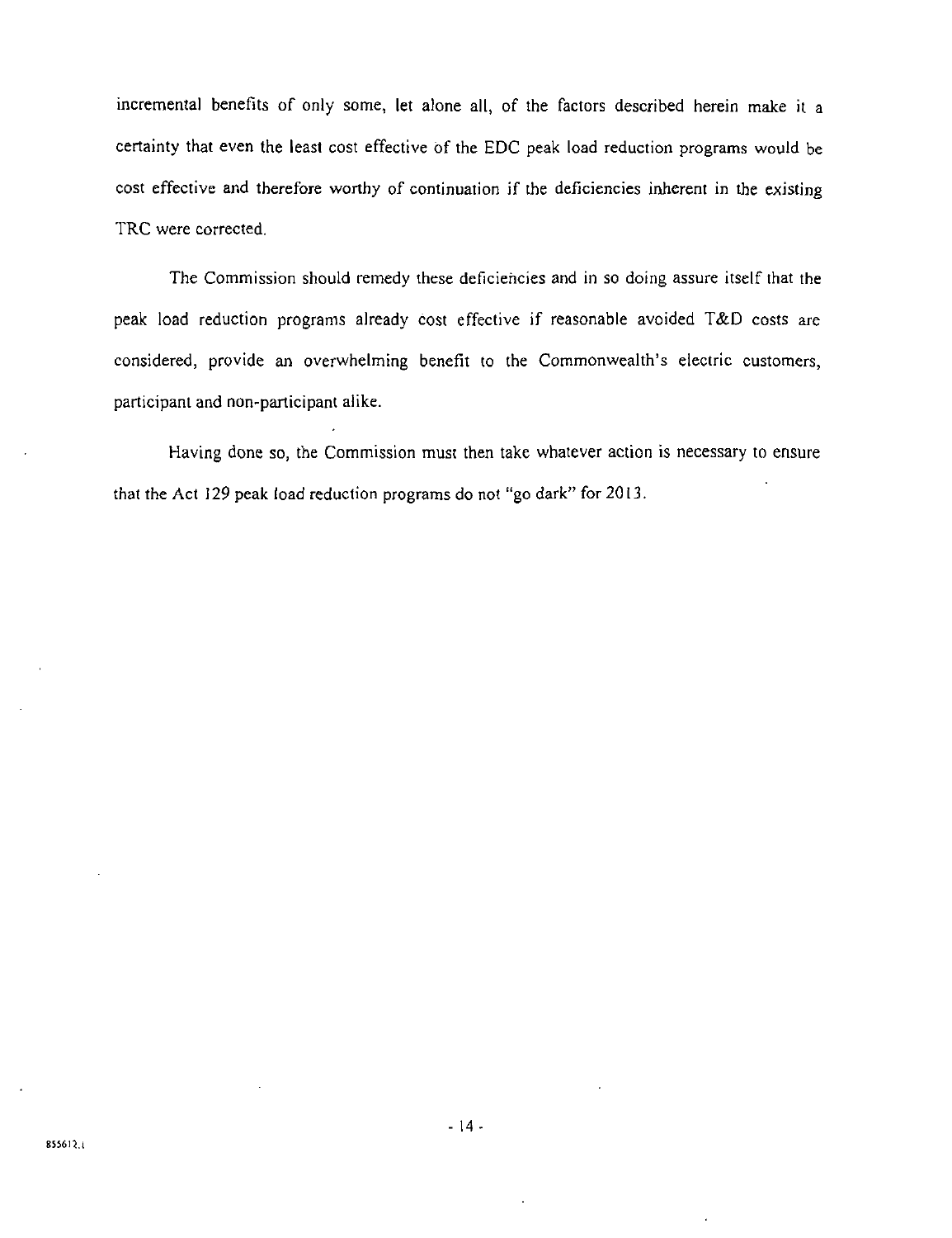incremental benefits of only some, let alone all, of the factors described herein make it a certainty that even the least cost effective of the EDC peak load reduction programs would be cost effective and therefore worthy of continuation if the deficiencies inherent in the existing TRC were corrected.

The Commission should remedy these deficiencies and in so doing assure itself that the peak load reduction programs already cost effective if reasonable avoided T&D costs are considered, provide an overwhelming benefit to the Commonwealth's electric customers, participant and non-participant alike.

Having done so, the Commission must then take whatever action is necessary to ensure that the Act 129 peak load reduction programs do not "go dark" for 2013.

855612.1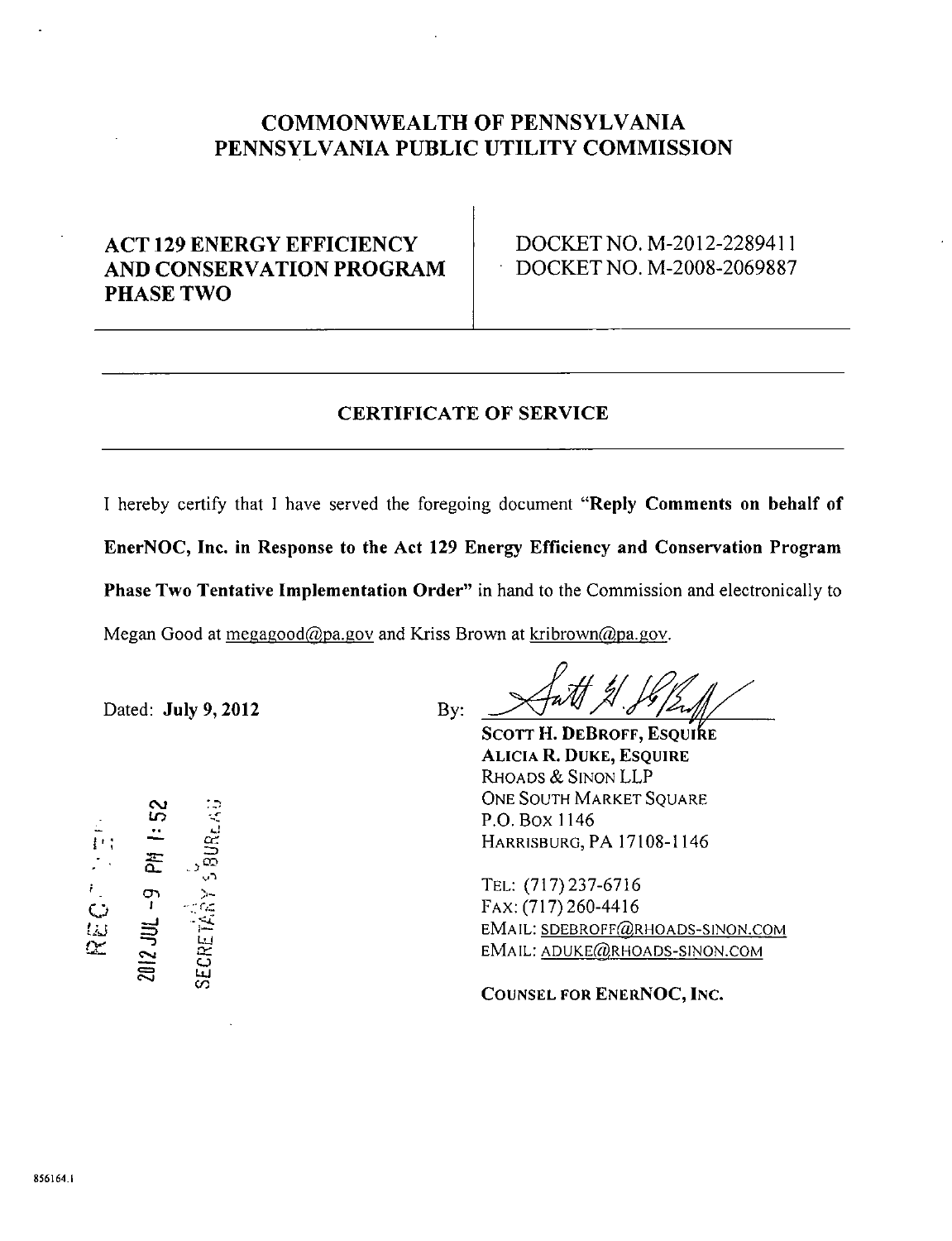# COMMONWEALTH OF PENNSYLVANIA
# PENNSYLVANIA PUBLIC UTILITY COMMISSION

| | |
|---|---|
| **ACT 129 ENERGY EFFICIENCY AND CONSERVATION PROGRAM PHASE TWO** | DOCKET NO. M-2012-2289411<br>DOCKET NO. M-2008-2069887 |

## CERTIFICATE OF SERVICE

I hereby certify that I have served the foregoing document "**Reply Comments on behalf of EnerNOC, Inc. in Response to the Act 129 Energy Efficiency and Conservation Program Phase Two Tentative Implementation Order**" in hand to the Commission and electronically to Megan Good at megagood@pa.gov and Kriss Brown at kribrown@pa.gov.

Dated: **July 9, 2012**

RECEIVED
2012 JUL -9 PM 1:52
SECRETARY'S BUREAU

By: ______________________

**SCOTT H. DEBROFF, ESQUIRE**
**ALICIA R. DUKE, ESQUIRE**
RHOADS & SINON LLP
ONE SOUTH MARKET SQUARE
P.O. BOX 1146
HARRISBURG, PA 17108-1146

TEL: (717) 237-6716
FAX: (717) 260-4416
EMAIL: SDEBROFF@RHOADS-SINON.COM
EMAIL: ADUKE@RHOADS-SINON.COM

**COUNSEL FOR ENERNOC, INC.**

856164.1